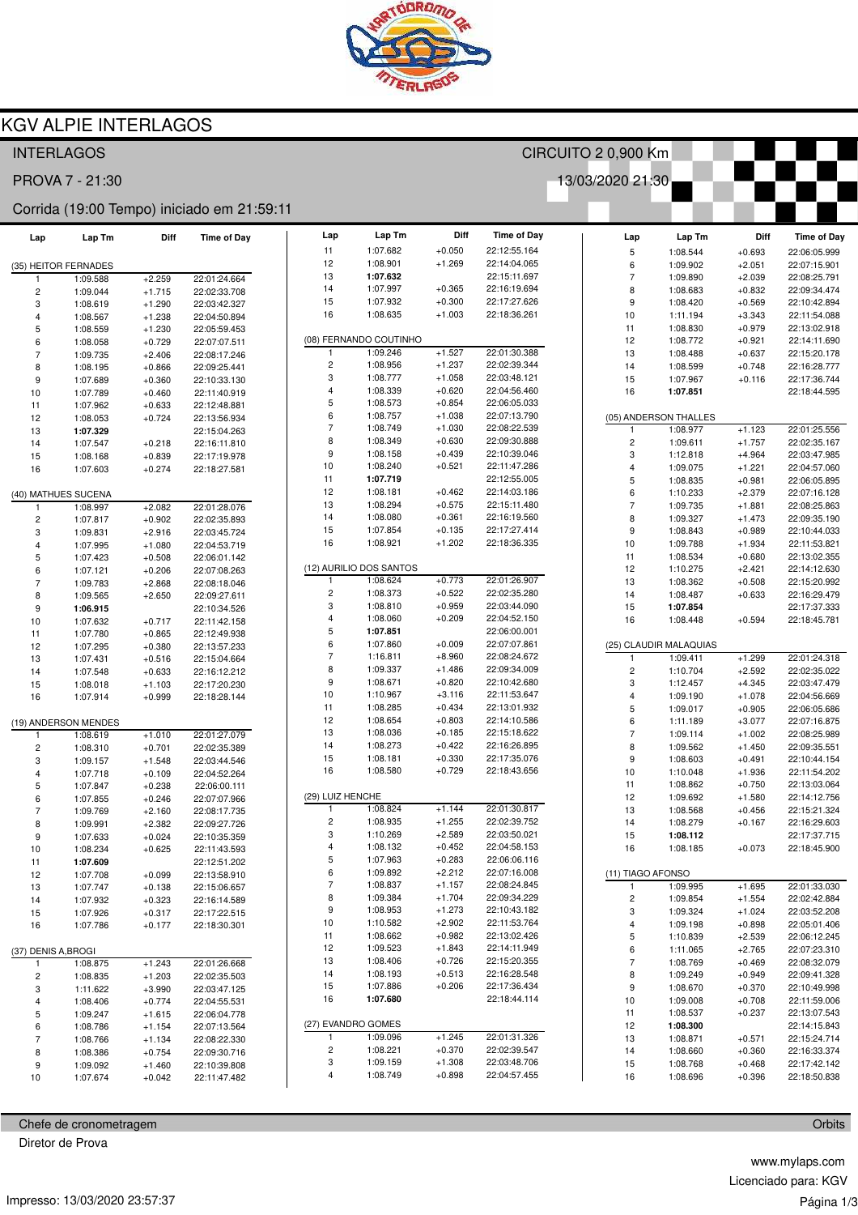# KGV ALPIE INTERLAGOS

INTERLAGOS — CIRCUITO 2 0,900 Km

PROVA 7 - 21:30 — 13/03/2020 21:30

Corrida (19:00 Tempo) iniciado em 21:59:11

### (35) HEITOR FERNADES

| Lap | Lap Tm | Diff | Time of Day |
|---|---|---|---|
| 1 | 1:09.588 | +2.259 | 22:01:24.664 |
| 2 | 1:09.044 | +1.715 | 22:02:33.708 |
| 3 | 1:08.619 | +1.290 | 22:03:42.327 |
| 4 | 1:08.567 | +1.238 | 22:04:50.894 |
| 5 | 1:08.559 | +1.230 | 22:05:59.453 |
| 6 | 1:08.058 | +0.729 | 22:07:07.511 |
| 7 | 1:09.735 | +2.406 | 22:08:17.246 |
| 8 | 1:08.195 | +0.866 | 22:09:25.441 |
| 9 | 1:07.689 | +0.360 | 22:10:33.130 |
| 10 | 1:07.789 | +0.460 | 22:11:40.919 |
| 11 | 1:07.962 | +0.633 | 22:12:48.881 |
| 12 | 1:08.053 | +0.724 | 22:13:56.934 |
| 13 | **1:07.329** | | 22:15:04.263 |
| 14 | 1:07.547 | +0.218 | 22:16:11.810 |
| 15 | 1:08.168 | +0.839 | 22:17:19.978 |
| 16 | 1:07.603 | +0.274 | 22:18:27.581 |

### (40) MATHUES SUCENA

| Lap | Lap Tm | Diff | Time of Day |
|---|---|---|---|
| 1 | 1:08.997 | +2.082 | 22:01:28.076 |
| 2 | 1:07.817 | +0.902 | 22:02:35.893 |
| 3 | 1:09.831 | +2.916 | 22:03:45.724 |
| 4 | 1:07.995 | +1.080 | 22:04:53.719 |
| 5 | 1:07.423 | +0.508 | 22:06:01.142 |
| 6 | 1:07.121 | +0.206 | 22:07:08.263 |
| 7 | 1:09.783 | +2.868 | 22:08:18.046 |
| 8 | 1:09.565 | +2.650 | 22:09:27.611 |
| 9 | **1:06.915** | | 22:10:34.526 |
| 10 | 1:07.632 | +0.717 | 22:11:42.158 |
| 11 | 1:07.780 | +0.865 | 22:12:49.938 |
| 12 | 1:07.295 | +0.380 | 22:13:57.233 |
| 13 | 1:07.431 | +0.516 | 22:15:04.664 |
| 14 | 1:07.548 | +0.633 | 22:16:12.212 |
| 15 | 1:08.018 | +1.103 | 22:17:20.230 |
| 16 | 1:07.914 | +0.999 | 22:18:28.144 |

### (19) ANDERSON MENDES

| Lap | Lap Tm | Diff | Time of Day |
|---|---|---|---|
| 1 | 1:08.619 | +1.010 | 22:01:27.079 |
| 2 | 1:08.310 | +0.701 | 22:02:35.389 |
| 3 | 1:09.157 | +1.548 | 22:03:44.546 |
| 4 | 1:07.718 | +0.109 | 22:04:52.264 |
| 5 | 1:07.847 | +0.238 | 22:06:00.111 |
| 6 | 1:07.855 | +0.246 | 22:07:07.966 |
| 7 | 1:09.769 | +2.160 | 22:08:17.735 |
| 8 | 1:09.991 | +2.382 | 22:09:27.726 |
| 9 | 1:07.633 | +0.024 | 22:10:35.359 |
| 10 | 1:08.234 | +0.625 | 22:11:43.593 |
| 11 | **1:07.609** | | 22:12:51.202 |
| 12 | 1:07.708 | +0.099 | 22:13:58.910 |
| 13 | 1:07.747 | +0.138 | 22:15:06.657 |
| 14 | 1:07.932 | +0.323 | 22:16:14.589 |
| 15 | 1:07.926 | +0.317 | 22:17:22.515 |
| 16 | 1:07.786 | +0.177 | 22:18:30.301 |

### (37) DENIS A.BROGI

| Lap | Lap Tm | Diff | Time of Day |
|---|---|---|---|
| 1 | 1:08.875 | +1.243 | 22:01:26.668 |
| 2 | 1:08.835 | +1.203 | 22:02:35.503 |
| 3 | 1:11.622 | +3.990 | 22:03:47.125 |
| 4 | 1:08.406 | +0.774 | 22:04:55.531 |
| 5 | 1:09.247 | +1.615 | 22:06:04.778 |
| 6 | 1:08.786 | +1.154 | 22:07:13.564 |
| 7 | 1:08.766 | +1.134 | 22:08:22.330 |
| 8 | 1:08.386 | +0.754 | 22:09:30.716 |
| 9 | 1:09.092 | +1.460 | 22:10:39.808 |
| 10 | 1:07.674 | +0.042 | 22:11:47.482 |
| 11 | 1:07.682 | +0.050 | 22:12:55.164 |
| 12 | 1:08.901 | +1.269 | 22:14:04.065 |
| 13 | **1:07.632** | | 22:15:11.697 |
| 14 | 1:07.997 | +0.365 | 22:16:19.694 |
| 15 | 1:07.932 | +0.300 | 22:17:27.626 |
| 16 | 1:08.635 | +1.003 | 22:18:36.261 |

### (08) FERNANDO COUTINHO

| Lap | Lap Tm | Diff | Time of Day |
|---|---|---|---|
| 1 | 1:09.246 | +1.527 | 22:01:30.388 |
| 2 | 1:08.956 | +1.237 | 22:02:39.344 |
| 3 | 1:08.777 | +1.058 | 22:03:48.121 |
| 4 | 1:08.339 | +0.620 | 22:04:56.460 |
| 5 | 1:08.573 | +0.854 | 22:06:05.033 |
| 6 | 1:08.757 | +1.038 | 22:07:13.790 |
| 7 | 1:08.749 | +1.030 | 22:08:22.539 |
| 8 | 1:08.349 | +0.630 | 22:09:30.888 |
| 9 | 1:08.158 | +0.439 | 22:10:39.046 |
| 10 | 1:08.240 | +0.521 | 22:11:47.286 |
| 11 | **1:07.719** | | 22:12:55.005 |
| 12 | 1:08.181 | +0.462 | 22:14:03.186 |
| 13 | 1:08.294 | +0.575 | 22:15:11.480 |
| 14 | 1:08.080 | +0.361 | 22:16:19.560 |
| 15 | 1:07.854 | +0.135 | 22:17:27.414 |
| 16 | 1:08.921 | +1.202 | 22:18:36.335 |

### (12) AURILIO DOS SANTOS

| Lap | Lap Tm | Diff | Time of Day |
|---|---|---|---|
| 1 | 1:08.624 | +0.773 | 22:01:26.907 |
| 2 | 1:08.373 | +0.522 | 22:02:35.280 |
| 3 | 1:08.810 | +0.959 | 22:03:44.090 |
| 4 | 1:08.060 | +0.209 | 22:04:52.150 |
| 5 | **1:07.851** | | 22:06:00.001 |
| 6 | 1:07.860 | +0.009 | 22:07:07.861 |
| 7 | 1:16.811 | +8.960 | 22:08:24.672 |
| 8 | 1:09.337 | +1.486 | 22:09:34.009 |
| 9 | 1:08.671 | +0.820 | 22:10:42.680 |
| 10 | 1:10.967 | +3.116 | 22:11:53.647 |
| 11 | 1:08.285 | +0.434 | 22:13:01.932 |
| 12 | 1:08.654 | +0.803 | 22:14:10.586 |
| 13 | 1:08.036 | +0.185 | 22:15:18.622 |
| 14 | 1:08.273 | +0.422 | 22:16:26.895 |
| 15 | 1:08.181 | +0.330 | 22:17:35.076 |
| 16 | 1:08.580 | +0.729 | 22:18:43.656 |

### (29) LUIZ HENCHE

| Lap | Lap Tm | Diff | Time of Day |
|---|---|---|---|
| 1 | 1:08.824 | +1.144 | 22:01:30.817 |
| 2 | 1:08.935 | +1.255 | 22:02:39.752 |
| 3 | 1:10.269 | +2.589 | 22:03:50.021 |
| 4 | 1:08.132 | +0.452 | 22:04:58.153 |
| 5 | 1:07.963 | +0.283 | 22:06:06.116 |
| 6 | 1:09.892 | +2.212 | 22:07:16.008 |
| 7 | 1:08.837 | +1.157 | 22:08:24.845 |
| 8 | 1:09.384 | +1.704 | 22:09:34.229 |
| 9 | 1:08.953 | +1.273 | 22:10:43.182 |
| 10 | 1:10.582 | +2.902 | 22:11:53.764 |
| 11 | 1:08.662 | +0.982 | 22:13:02.426 |
| 12 | 1:09.523 | +1.843 | 22:14:11.949 |
| 13 | 1:08.406 | +0.726 | 22:15:20.355 |
| 14 | 1:08.193 | +0.513 | 22:16:28.548 |
| 15 | 1:07.886 | +0.206 | 22:17:36.434 |
| 16 | **1:07.680** | | 22:18:44.114 |

### (27) EVANDRO GOMES

| Lap | Lap Tm | Diff | Time of Day |
|---|---|---|---|
| 1 | 1:09.096 | +1.245 | 22:01:31.326 |
| 2 | 1:08.221 | +0.370 | 22:02:39.547 |
| 3 | 1:09.159 | +1.308 | 22:03:48.706 |
| 4 | 1:08.749 | +0.898 | 22:04:57.455 |
| 5 | 1:08.544 | +0.693 | 22:06:05.999 |
| 6 | 1:09.902 | +2.051 | 22:07:15.901 |
| 7 | 1:09.890 | +2.039 | 22:08:25.791 |
| 8 | 1:08.683 | +0.832 | 22:09:34.474 |
| 9 | 1:08.420 | +0.569 | 22:10:42.894 |
| 10 | 1:11.194 | +3.343 | 22:11:54.088 |
| 11 | 1:08.830 | +0.979 | 22:13:02.918 |
| 12 | 1:08.772 | +0.921 | 22:14:11.690 |
| 13 | 1:08.488 | +0.637 | 22:15:20.178 |
| 14 | 1:08.599 | +0.748 | 22:16:28.777 |
| 15 | 1:07.967 | +0.116 | 22:17:36.744 |
| 16 | **1:07.851** | | 22:18:44.595 |

### (05) ANDERSON THALLES

| Lap | Lap Tm | Diff | Time of Day |
|---|---|---|---|
| 1 | 1:08.977 | +1.123 | 22:01:25.556 |
| 2 | 1:09.611 | +1.757 | 22:02:35.167 |
| 3 | 1:12.818 | +4.964 | 22:03:47.985 |
| 4 | 1:09.075 | +1.221 | 22:04:57.060 |
| 5 | 1:08.835 | +0.981 | 22:06:05.895 |
| 6 | 1:10.233 | +2.379 | 22:07:16.128 |
| 7 | 1:09.735 | +1.881 | 22:08:25.863 |
| 8 | 1:09.327 | +1.473 | 22:09:35.190 |
| 9 | 1:08.843 | +0.989 | 22:10:44.033 |
| 10 | 1:09.788 | +1.934 | 22:11:53.821 |
| 11 | 1:08.534 | +0.680 | 22:13:02.355 |
| 12 | 1:10.275 | +2.421 | 22:14:12.630 |
| 13 | 1:08.362 | +0.508 | 22:15:20.992 |
| 14 | 1:08.487 | +0.633 | 22:16:29.479 |
| 15 | **1:07.854** | | 22:17:37.333 |
| 16 | 1:08.448 | +0.594 | 22:18:45.781 |

### (25) CLAUDIR MALAQUIAS

| Lap | Lap Tm | Diff | Time of Day |
|---|---|---|---|
| 1 | 1:09.411 | +1.299 | 22:01:24.318 |
| 2 | 1:10.704 | +2.592 | 22:02:35.022 |
| 3 | 1:12.457 | +4.345 | 22:03:47.479 |
| 4 | 1:09.190 | +1.078 | 22:04:56.669 |
| 5 | 1:09.017 | +0.905 | 22:06:05.686 |
| 6 | 1:11.189 | +3.077 | 22:07:16.875 |
| 7 | 1:09.114 | +1.002 | 22:08:25.989 |
| 8 | 1:09.562 | +1.450 | 22:09:35.551 |
| 9 | 1:08.603 | +0.491 | 22:10:44.154 |
| 10 | 1:10.048 | +1.936 | 22:11:54.202 |
| 11 | 1:08.862 | +0.750 | 22:13:03.064 |
| 12 | 1:09.692 | +1.580 | 22:14:12.756 |
| 13 | 1:08.568 | +0.456 | 22:15:21.324 |
| 14 | 1:08.279 | +0.167 | 22:16:29.603 |
| 15 | **1:08.112** | | 22:17:37.715 |
| 16 | 1:08.185 | +0.073 | 22:18:45.900 |

### (11) TIAGO AFONSO

| Lap | Lap Tm | Diff | Time of Day |
|---|---|---|---|
| 1 | 1:09.995 | +1.695 | 22:01:33.030 |
| 2 | 1:09.854 | +1.554 | 22:02:42.884 |
| 3 | 1:09.324 | +1.024 | 22:03:52.208 |
| 4 | 1:09.198 | +0.898 | 22:05:01.406 |
| 5 | 1:10.839 | +2.539 | 22:06:12.245 |
| 6 | 1:11.065 | +2.765 | 22:07:23.310 |
| 7 | 1:08.769 | +0.469 | 22:08:32.079 |
| 8 | 1:09.249 | +0.949 | 22:09:41.328 |
| 9 | 1:08.670 | +0.370 | 22:10:49.998 |
| 10 | 1:09.008 | +0.708 | 22:11:59.006 |
| 11 | 1:08.537 | +0.237 | 22:13:07.543 |
| 12 | **1:08.300** | | 22:14:15.843 |
| 13 | 1:08.871 | +0.571 | 22:15:24.714 |
| 14 | 1:08.660 | +0.360 | 22:16:33.374 |
| 15 | 1:08.768 | +0.468 | 22:17:42.142 |
| 16 | 1:08.696 | +0.396 | 22:18:50.838 |

Chefe de cronometragem — Orbits

Diretor de Prova

www.mylaps.com

Licenciado para: KGV

Impresso: 13/03/2020 23:57:37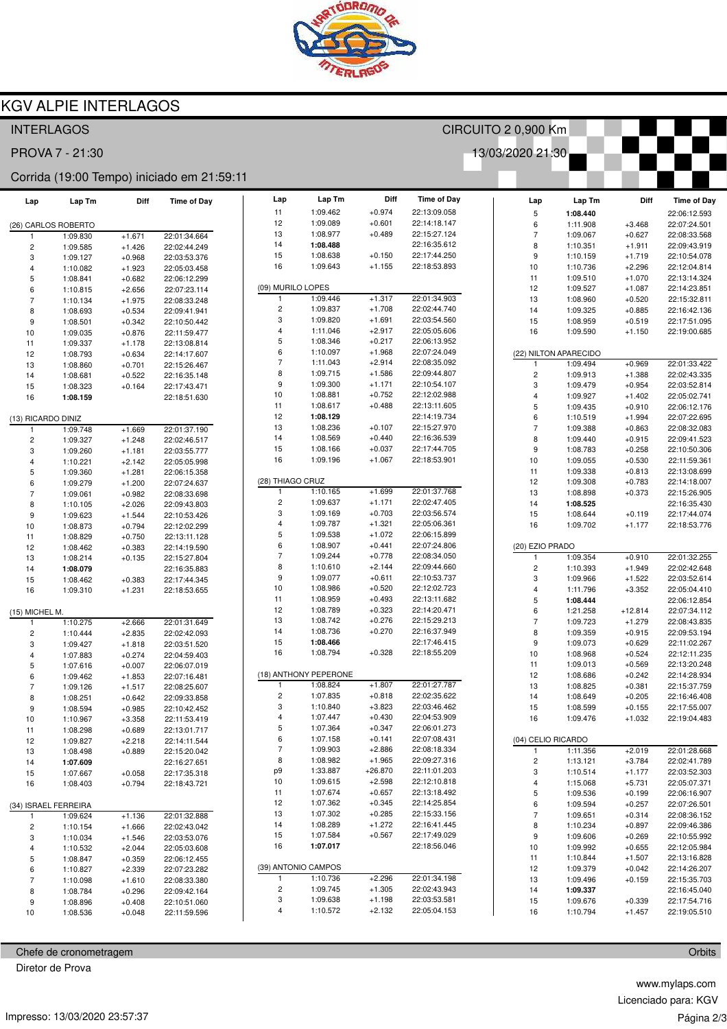# KGV ALPIE INTERLAGOS

INTERLAGOS — CIRCUITO 2 0,900 Km

PROVA 7 - 21:30 — 13/03/2020 21:30

Corrida (19:00 Tempo) iniciado em 21:59:11

### (26) CARLOS ROBERTO

| Lap | Lap Tm | Diff | Time of Day |
|---|---|---|---|
| 1 | 1:09.830 | +1.671 | 22:01:34.664 |
| 2 | 1:09.585 | +1.426 | 22:02:44.249 |
| 3 | 1:09.127 | +0.968 | 22:03:53.376 |
| 4 | 1:10.082 | +1.923 | 22:05:03.458 |
| 5 | 1:08.841 | +0.682 | 22:06:12.299 |
| 6 | 1:10.815 | +2.656 | 22:07:23.114 |
| 7 | 1:10.134 | +1.975 | 22:08:33.248 |
| 8 | 1:08.693 | +0.534 | 22:09:41.941 |
| 9 | 1:08.501 | +0.342 | 22:10:50.442 |
| 10 | 1:09.035 | +0.876 | 22:11:59.477 |
| 11 | 1:09.337 | +1.178 | 22:13:08.814 |
| 12 | 1:08.793 | +0.634 | 22:14:17.607 |
| 13 | 1:08.860 | +0.701 | 22:15:26.467 |
| 14 | 1:08.681 | +0.522 | 22:16:35.148 |
| 15 | 1:08.323 | +0.164 | 22:17:43.471 |
| 16 | **1:08.159** | | 22:18:51.630 |

### (13) RICARDO DINIZ

| Lap | Lap Tm | Diff | Time of Day |
|---|---|---|---|
| 1 | 1:09.748 | +1.669 | 22:01:37.190 |
| 2 | 1:09.327 | +1.248 | 22:02:46.517 |
| 3 | 1:09.260 | +1.181 | 22:03:55.777 |
| 4 | 1:10.221 | +2.142 | 22:05:05.998 |
| 5 | 1:09.360 | +1.281 | 22:06:15.358 |
| 6 | 1:09.279 | +1.200 | 22:07:24.637 |
| 7 | 1:09.061 | +0.982 | 22:08:33.698 |
| 8 | 1:10.105 | +2.026 | 22:09:43.803 |
| 9 | 1:09.623 | +1.544 | 22:10:53.426 |
| 10 | 1:08.873 | +0.794 | 22:12:02.299 |
| 11 | 1:08.829 | +0.750 | 22:13:11.128 |
| 12 | 1:08.462 | +0.383 | 22:14:19.590 |
| 13 | 1:08.214 | +0.135 | 22:15:27.804 |
| 14 | **1:08.079** | | 22:16:35.883 |
| 15 | 1:08.462 | +0.383 | 22:17:44.345 |
| 16 | 1:09.310 | +1.231 | 22:18:53.655 |

### (15) MICHEL M.

| Lap | Lap Tm | Diff | Time of Day |
|---|---|---|---|
| 1 | 1:10.275 | +2.666 | 22:01:31.649 |
| 2 | 1:10.444 | +2.835 | 22:02:42.093 |
| 3 | 1:09.427 | +1.818 | 22:03:51.520 |
| 4 | 1:07.883 | +0.274 | 22:04:59.403 |
| 5 | 1:07.616 | +0.007 | 22:06:07.019 |
| 6 | 1:09.462 | +1.853 | 22:07:16.481 |
| 7 | 1:09.126 | +1.517 | 22:08:25.607 |
| 8 | 1:08.251 | +0.642 | 22:09:33.858 |
| 9 | 1:08.594 | +0.985 | 22:10:42.452 |
| 10 | 1:10.967 | +3.358 | 22:11:53.419 |
| 11 | 1:08.298 | +0.689 | 22:13:01.717 |
| 12 | 1:09.827 | +2.218 | 22:14:11.544 |
| 13 | 1:08.498 | +0.889 | 22:15:20.042 |
| 14 | **1:07.609** | | 22:16:27.651 |
| 15 | 1:07.667 | +0.058 | 22:17:35.318 |
| 16 | 1:08.403 | +0.794 | 22:18:43.721 |

### (34) ISRAEL FERREIRA

| Lap | Lap Tm | Diff | Time of Day |
|---|---|---|---|
| 1 | 1:09.624 | +1.136 | 22:01:32.888 |
| 2 | 1:10.154 | +1.666 | 22:02:43.042 |
| 3 | 1:10.034 | +1.546 | 22:03:53.076 |
| 4 | 1:10.532 | +2.044 | 22:05:03.608 |
| 5 | 1:08.847 | +0.359 | 22:06:12.455 |
| 6 | 1:10.827 | +2.339 | 22:07:23.282 |
| 7 | 1:10.098 | +1.610 | 22:08:33.380 |
| 8 | 1:08.784 | +0.296 | 22:09:42.164 |
| 9 | 1:08.896 | +0.408 | 22:10:51.060 |
| 10 | 1:08.536 | +0.048 | 22:11:59.596 |
| 11 | 1:09.462 | +0.974 | 22:13:09.058 |
| 12 | 1:09.089 | +0.601 | 22:14:18.147 |
| 13 | 1:08.977 | +0.489 | 22:15:27.124 |
| 14 | **1:08.488** | | 22:16:35.612 |
| 15 | 1:08.638 | +0.150 | 22:17:44.250 |
| 16 | 1:09.643 | +1.155 | 22:18:53.893 |

### (09) MURILO LOPES

| Lap | Lap Tm | Diff | Time of Day |
|---|---|---|---|
| 1 | 1:09.446 | +1.317 | 22:01:34.903 |
| 2 | 1:09.837 | +1.708 | 22:02:44.740 |
| 3 | 1:09.820 | +1.691 | 22:03:54.560 |
| 4 | 1:11.046 | +2.917 | 22:05:05.606 |
| 5 | 1:08.346 | +0.217 | 22:06:13.952 |
| 6 | 1:10.097 | +1.968 | 22:07:24.049 |
| 7 | 1:11.043 | +2.914 | 22:08:35.092 |
| 8 | 1:09.715 | +1.586 | 22:09:44.807 |
| 9 | 1:09.300 | +1.171 | 22:10:54.107 |
| 10 | 1:08.881 | +0.752 | 22:12:02.988 |
| 11 | 1:08.617 | +0.488 | 22:13:11.605 |
| 12 | **1:08.129** | | 22:14:19.734 |
| 13 | 1:08.236 | +0.107 | 22:15:27.970 |
| 14 | 1:08.569 | +0.440 | 22:16:36.539 |
| 15 | 1:08.166 | +0.037 | 22:17:44.705 |
| 16 | 1:09.196 | +1.067 | 22:18:53.901 |

### (28) THIAGO CRUZ

| Lap | Lap Tm | Diff | Time of Day |
|---|---|---|---|
| 1 | 1:10.165 | +1.699 | 22:01:37.768 |
| 2 | 1:09.637 | +1.171 | 22:02:47.405 |
| 3 | 1:09.169 | +0.703 | 22:03:56.574 |
| 4 | 1:09.787 | +1.321 | 22:05:06.361 |
| 5 | 1:09.538 | +1.072 | 22:06:15.899 |
| 6 | 1:08.907 | +0.441 | 22:07:24.806 |
| 7 | 1:09.244 | +0.778 | 22:08:34.050 |
| 8 | 1:10.610 | +2.144 | 22:09:44.660 |
| 9 | 1:09.077 | +0.611 | 22:10:53.737 |
| 10 | 1:08.986 | +0.520 | 22:12:02.723 |
| 11 | 1:08.959 | +0.493 | 22:13:11.682 |
| 12 | 1:08.789 | +0.323 | 22:14:20.471 |
| 13 | 1:08.742 | +0.276 | 22:15:29.213 |
| 14 | 1:08.736 | +0.270 | 22:16:37.949 |
| 15 | **1:08.466** | | 22:17:46.415 |
| 16 | 1:08.794 | +0.328 | 22:18:55.209 |

### (18) ANTHONY PEPERONE

| Lap | Lap Tm | Diff | Time of Day |
|---|---|---|---|
| 1 | 1:08.824 | +1.807 | 22:01:27.787 |
| 2 | 1:07.835 | +0.818 | 22:02:35.622 |
| 3 | 1:10.840 | +3.823 | 22:03:46.462 |
| 4 | 1:07.447 | +0.430 | 22:04:53.909 |
| 5 | 1:07.364 | +0.347 | 22:06:01.273 |
| 6 | 1:07.158 | +0.141 | 22:07:08.431 |
| 7 | 1:09.903 | +2.886 | 22:08:18.334 |
| 8 | 1:08.982 | +1.965 | 22:09:27.316 |
| p9 | 1:33.887 | +26.870 | 22:11:01.203 |
| 10 | 1:09.615 | +2.598 | 22:12:10.818 |
| 11 | 1:07.674 | +0.657 | 22:13:18.492 |
| 12 | 1:07.362 | +0.345 | 22:14:25.854 |
| 13 | 1:07.302 | +0.285 | 22:15:33.156 |
| 14 | 1:08.289 | +1.272 | 22:16:41.445 |
| 15 | 1:07.584 | +0.567 | 22:17:49.029 |
| 16 | **1:07.017** | | 22:18:56.046 |

### (39) ANTONIO CAMPOS

| Lap | Lap Tm | Diff | Time of Day |
|---|---|---|---|
| 1 | 1:10.736 | +2.296 | 22:01:34.198 |
| 2 | 1:09.745 | +1.305 | 22:02:43.943 |
| 3 | 1:09.638 | +1.198 | 22:03:53.581 |
| 4 | 1:10.572 | +2.132 | 22:05:04.153 |
| 5 | **1:08.440** | | 22:06:12.593 |
| 6 | 1:11.908 | +3.468 | 22:07:24.501 |
| 7 | 1:09.067 | +0.627 | 22:08:33.568 |
| 8 | 1:10.351 | +1.911 | 22:09:43.919 |
| 9 | 1:10.159 | +1.719 | 22:10:54.078 |
| 10 | 1:10.736 | +2.296 | 22:12:04.814 |
| 11 | 1:09.510 | +1.070 | 22:13:14.324 |
| 12 | 1:09.527 | +1.087 | 22:14:23.851 |
| 13 | 1:08.960 | +0.520 | 22:15:32.811 |
| 14 | 1:09.325 | +0.885 | 22:16:42.136 |
| 15 | 1:08.959 | +0.519 | 22:17:51.095 |
| 16 | 1:09.590 | +1.150 | 22:19:00.685 |

### (22) NILTON APARECIDO

| Lap | Lap Tm | Diff | Time of Day |
|---|---|---|---|
| 1 | 1:09.494 | +0.969 | 22:01:33.422 |
| 2 | 1:09.913 | +1.388 | 22:02:43.335 |
| 3 | 1:09.479 | +0.954 | 22:03:52.814 |
| 4 | 1:09.927 | +1.402 | 22:05:02.741 |
| 5 | 1:09.435 | +0.910 | 22:06:12.176 |
| 6 | 1:10.519 | +1.994 | 22:07:22.695 |
| 7 | 1:09.388 | +0.863 | 22:08:32.083 |
| 8 | 1:09.440 | +0.915 | 22:09:41.523 |
| 9 | 1:08.783 | +0.258 | 22:10:50.306 |
| 10 | 1:09.055 | +0.530 | 22:11:59.361 |
| 11 | 1:09.338 | +0.813 | 22:13:08.699 |
| 12 | 1:09.308 | +0.783 | 22:14:18.007 |
| 13 | 1:08.898 | +0.373 | 22:15:26.905 |
| 14 | **1:08.525** | | 22:16:35.430 |
| 15 | 1:08.644 | +0.119 | 22:17:44.074 |
| 16 | 1:09.702 | +1.177 | 22:18:53.776 |

### (20) EZIO PRADO

| Lap | Lap Tm | Diff | Time of Day |
|---|---|---|---|
| 1 | 1:09.354 | +0.910 | 22:01:32.255 |
| 2 | 1:10.393 | +1.949 | 22:02:42.648 |
| 3 | 1:09.966 | +1.522 | 22:03:52.614 |
| 4 | 1:11.796 | +3.352 | 22:05:04.410 |
| 5 | **1:08.444** | | 22:06:12.854 |
| 6 | 1:21.258 | +12.814 | 22:07:34.112 |
| 7 | 1:09.723 | +1.279 | 22:08:43.835 |
| 8 | 1:09.359 | +0.915 | 22:09:53.194 |
| 9 | 1:09.073 | +0.629 | 22:11:02.267 |
| 10 | 1:08.968 | +0.524 | 22:12:11.235 |
| 11 | 1:09.013 | +0.569 | 22:13:20.248 |
| 12 | 1:08.686 | +0.242 | 22:14:28.934 |
| 13 | 1:08.825 | +0.381 | 22:15:37.759 |
| 14 | 1:08.649 | +0.205 | 22:16:46.408 |
| 15 | 1:08.599 | +0.155 | 22:17:55.007 |
| 16 | 1:09.476 | +1.032 | 22:19:04.483 |

### (04) CELIO RICARDO

| Lap | Lap Tm | Diff | Time of Day |
|---|---|---|---|
| 1 | 1:11.356 | +2.019 | 22:01:28.668 |
| 2 | 1:13.121 | +3.784 | 22:02:41.789 |
| 3 | 1:10.514 | +1.177 | 22:03:52.303 |
| 4 | 1:15.068 | +5.731 | 22:05:07.371 |
| 5 | 1:09.536 | +0.199 | 22:06:16.907 |
| 6 | 1:09.594 | +0.257 | 22:07:26.501 |
| 7 | 1:09.651 | +0.314 | 22:08:36.152 |
| 8 | 1:10.234 | +0.897 | 22:09:46.386 |
| 9 | 1:09.606 | +0.269 | 22:10:55.992 |
| 10 | 1:09.992 | +0.655 | 22:12:05.984 |
| 11 | 1:10.844 | +1.507 | 22:13:16.828 |
| 12 | 1:09.379 | +0.042 | 22:14:26.207 |
| 13 | 1:09.496 | +0.159 | 22:15:35.703 |
| 14 | **1:09.337** | | 22:16:45.040 |
| 15 | 1:09.676 | +0.339 | 22:17:54.716 |
| 16 | 1:10.794 | +1.457 | 22:19:05.510 |

Chefe de cronometragem — Orbits

Diretor de Prova

www.mylaps.com

Licenciado para: KGV

Impresso: 13/03/2020 23:57:37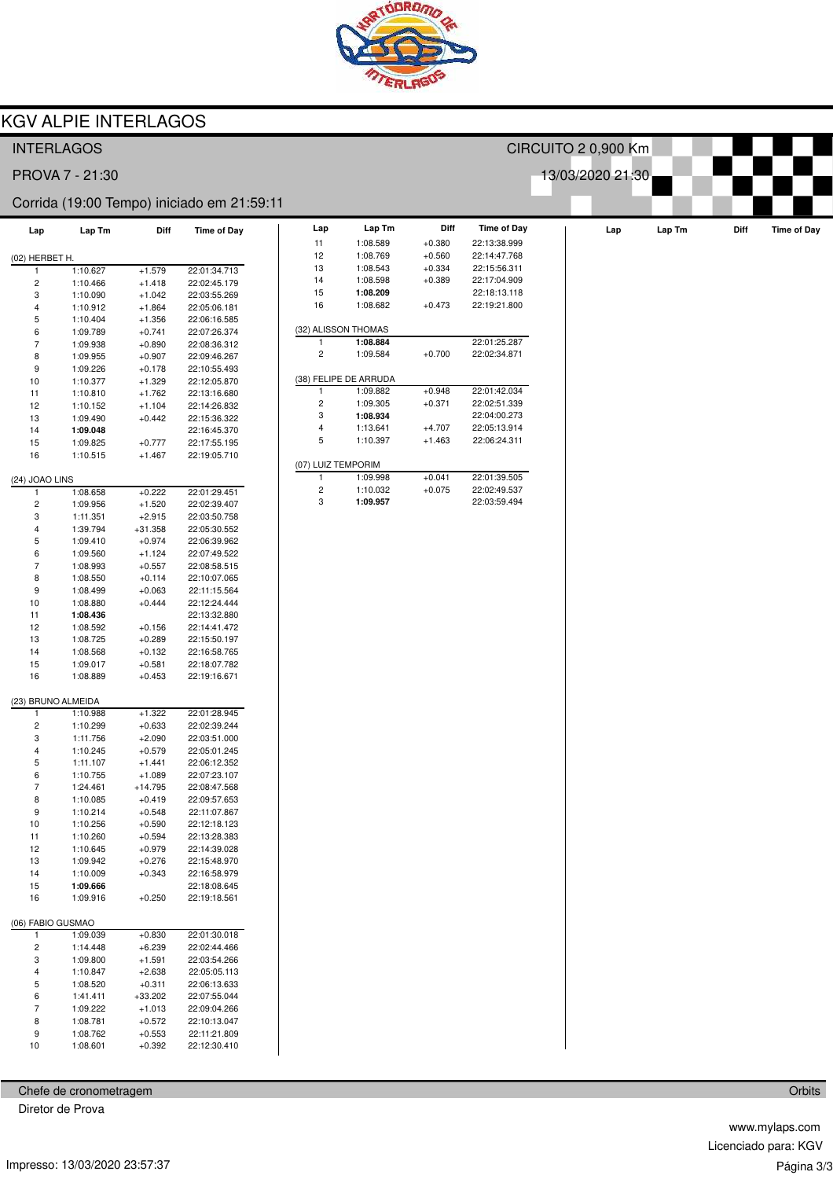# KGV ALPIE INTERLAGOS

INTERLAGOS — CIRCUITO 2 0,900 Km

PROVA 7 - 21:30 — 13/03/2020 21:30

Corrida (19:00 Tempo) iniciado em 21:59:11

### (02) HERBET H.

| Lap | Lap Tm | Diff | Time of Day |
|---|---|---|---|
| 1 | 1:10.627 | +1.579 | 22:01:34.713 |
| 2 | 1:10.466 | +1.418 | 22:02:45.179 |
| 3 | 1:10.090 | +1.042 | 22:03:55.269 |
| 4 | 1:10.912 | +1.864 | 22:05:06.181 |
| 5 | 1:10.404 | +1.356 | 22:06:16.585 |
| 6 | 1:09.789 | +0.741 | 22:07:26.374 |
| 7 | 1:09.938 | +0.890 | 22:08:36.312 |
| 8 | 1:09.955 | +0.907 | 22:09:46.267 |
| 9 | 1:09.226 | +0.178 | 22:10:55.493 |
| 10 | 1:10.377 | +1.329 | 22:12:05.870 |
| 11 | 1:10.810 | +1.762 | 22:13:16.680 |
| 12 | 1:10.152 | +1.104 | 22:14:26.832 |
| 13 | 1:09.490 | +0.442 | 22:15:36.322 |
| 14 | **1:09.048** | | 22:16:45.370 |
| 15 | 1:09.825 | +0.777 | 22:17:55.195 |
| 16 | 1:10.515 | +1.467 | 22:19:05.710 |

### (24) JOAO LINS

| Lap | Lap Tm | Diff | Time of Day |
|---|---|---|---|
| 1 | 1:08.658 | +0.222 | 22:01:29.451 |
| 2 | 1:09.956 | +1.520 | 22:02:39.407 |
| 3 | 1:11.351 | +2.915 | 22:03:50.758 |
| 4 | 1:39.794 | +31.358 | 22:05:30.552 |
| 5 | 1:09.410 | +0.974 | 22:06:39.962 |
| 6 | 1:09.560 | +1.124 | 22:07:49.522 |
| 7 | 1:08.993 | +0.557 | 22:08:58.515 |
| 8 | 1:08.550 | +0.114 | 22:10:07.065 |
| 9 | 1:08.499 | +0.063 | 22:11:15.564 |
| 10 | 1:08.880 | +0.444 | 22:12:24.444 |
| 11 | **1:08.436** | | 22:13:32.880 |
| 12 | 1:08.592 | +0.156 | 22:14:41.472 |
| 13 | 1:08.725 | +0.289 | 22:15:50.197 |
| 14 | 1:08.568 | +0.132 | 22:16:58.765 |
| 15 | 1:09.017 | +0.581 | 22:18:07.782 |
| 16 | 1:08.889 | +0.453 | 22:19:16.671 |

### (23) BRUNO ALMEIDA

| Lap | Lap Tm | Diff | Time of Day |
|---|---|---|---|
| 1 | 1:10.988 | +1.322 | 22:01:28.945 |
| 2 | 1:10.299 | +0.633 | 22:02:39.244 |
| 3 | 1:11.756 | +2.090 | 22:03:51.000 |
| 4 | 1:10.245 | +0.579 | 22:05:01.245 |
| 5 | 1:11.107 | +1.441 | 22:06:12.352 |
| 6 | 1:10.755 | +1.089 | 22:07:23.107 |
| 7 | 1:24.461 | +14.795 | 22:08:47.568 |
| 8 | 1:10.085 | +0.419 | 22:09:57.653 |
| 9 | 1:10.214 | +0.548 | 22:11:07.867 |
| 10 | 1:10.256 | +0.590 | 22:12:18.123 |
| 11 | 1:10.260 | +0.594 | 22:13:28.383 |
| 12 | 1:10.645 | +0.979 | 22:14:39.028 |
| 13 | 1:09.942 | +0.276 | 22:15:48.970 |
| 14 | 1:10.009 | +0.343 | 22:16:58.979 |
| 15 | **1:09.666** | | 22:18:08.645 |
| 16 | 1:09.916 | +0.250 | 22:19:18.561 |

### (06) FABIO GUSMAO

| Lap | Lap Tm | Diff | Time of Day |
|---|---|---|---|
| 1 | 1:09.039 | +0.830 | 22:01:30.018 |
| 2 | 1:14.448 | +6.239 | 22:02:44.466 |
| 3 | 1:09.800 | +1.591 | 22:03:54.266 |
| 4 | 1:10.847 | +2.638 | 22:05:05.113 |
| 5 | 1:08.520 | +0.311 | 22:06:13.633 |
| 6 | 1:41.411 | +33.202 | 22:07:55.044 |
| 7 | 1:09.222 | +1.013 | 22:09:04.266 |
| 8 | 1:08.781 | +0.572 | 22:10:13.047 |
| 9 | 1:08.762 | +0.553 | 22:11:21.809 |
| 10 | 1:08.601 | +0.392 | 22:12:30.410 |
| 11 | 1:08.589 | +0.380 | 22:13:38.999 |
| 12 | 1:08.769 | +0.560 | 22:14:47.768 |
| 13 | 1:08.543 | +0.334 | 22:15:56.311 |
| 14 | 1:08.598 | +0.389 | 22:17:04.909 |
| 15 | **1:08.209** | | 22:18:13.118 |
| 16 | 1:08.682 | +0.473 | 22:19:21.800 |

### (32) ALISSON THOMAS

| Lap | Lap Tm | Diff | Time of Day |
|---|---|---|---|
| 1 | **1:08.884** | | 22:01:25.287 |
| 2 | 1:09.584 | +0.700 | 22:02:34.871 |

### (38) FELIPE DE ARRUDA

| Lap | Lap Tm | Diff | Time of Day |
|---|---|---|---|
| 1 | 1:09.882 | +0.948 | 22:01:42.034 |
| 2 | 1:09.305 | +0.371 | 22:02:51.339 |
| 3 | **1:08.934** | | 22:04:00.273 |
| 4 | 1:13.641 | +4.707 | 22:05:13.914 |
| 5 | 1:10.397 | +1.463 | 22:06:24.311 |

### (07) LUIZ TEMPORIM

| Lap | Lap Tm | Diff | Time of Day |
|---|---|---|---|
| 1 | 1:09.998 | +0.041 | 22:01:39.505 |
| 2 | 1:10.032 | +0.075 | 22:02:49.537 |
| 3 | **1:09.957** | | 22:03:59.494 |

Chefe de cronometragem

Diretor de Prova

Orbits

www.mylaps.com

Licenciado para: KGV

Impresso: 13/03/2020 23:57:37